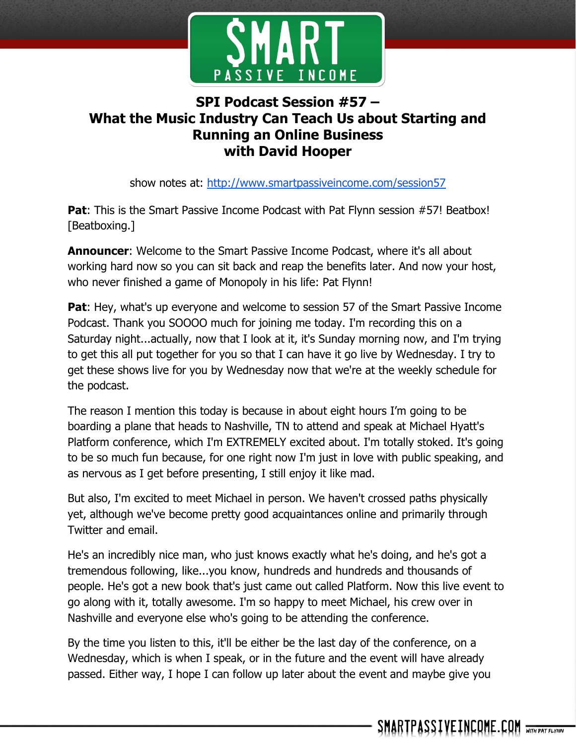# SPI Podcast Session #57 – What the Music Industry Can Teach Us about Starting and Running an Online Business with David Hooper

show notes at: http://www.smartpassiveincome.com/session57

**Pat**: This is the Smart Passive Income Podcast with Pat Flynn session #57! Beatbox! [Beatboxing.]

**Announcer**: Welcome to the Smart Passive Income Podcast, where it's all about working hard now so you can sit back and reap the benefits later. And now your host, who never finished a game of Monopoly in his life: Pat Flynn!

**Pat**: Hey, what's up everyone and welcome to session 57 of the Smart Passive Income Podcast. Thank you SOOOO much for joining me today. I'm recording this on a Saturday night...actually, now that I look at it, it's Sunday morning now, and I'm trying to get this all put together for you so that I can have it go live by Wednesday. I try to get these shows live for you by Wednesday now that we're at the weekly schedule for the podcast.

The reason I mention this today is because in about eight hours I'm going to be boarding a plane that heads to Nashville, TN to attend and speak at Michael Hyatt's Platform conference, which I'm EXTREMELY excited about. I'm totally stoked. It's going to be so much fun because, for one right now I'm just in love with public speaking, and as nervous as I get before presenting, I still enjoy it like mad.

But also, I'm excited to meet Michael in person. We haven't crossed paths physically yet, although we've become pretty good acquaintances online and primarily through Twitter and email.

He's an incredibly nice man, who just knows exactly what he's doing, and he's got a tremendous following, like...you know, hundreds and hundreds and thousands of people. He's got a new book that's just came out called Platform. Now this live event to go along with it, totally awesome. I'm so happy to meet Michael, his crew over in Nashville and everyone else who's going to be attending the conference.

By the time you listen to this, it'll be either be the last day of the conference, on a Wednesday, which is when I speak, or in the future and the event will have already passed. Either way, I hope I can follow up later about the event and maybe give you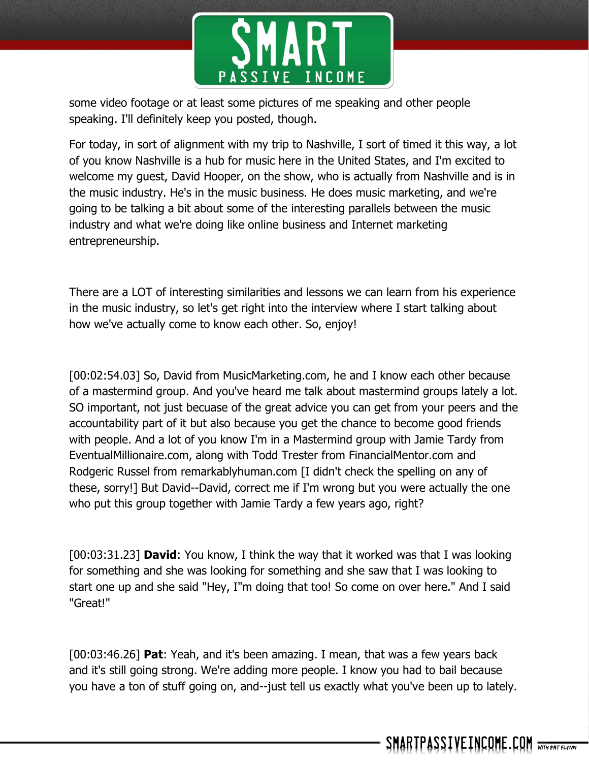some video footage or at least some pictures of me speaking and other people speaking. I'll definitely keep you posted, though.

For today, in sort of alignment with my trip to Nashville, I sort of timed it this way, a lot of you know Nashville is a hub for music here in the United States, and I'm excited to welcome my guest, David Hooper, on the show, who is actually from Nashville and is in the music industry. He's in the music business. He does music marketing, and we're going to be talking a bit about some of the interesting parallels between the music industry and what we're doing like online business and Internet marketing entrepreneurship.

There are a LOT of interesting similarities and lessons we can learn from his experience in the music industry, so let's get right into the interview where I start talking about how we've actually come to know each other. So, enjoy!

[00:02:54.03] So, David from MusicMarketing.com, he and I know each other because of a mastermind group. And you've heard me talk about mastermind groups lately a lot. SO important, not just becuase of the great advice you can get from your peers and the accountability part of it but also because you get the chance to become good friends with people. And a lot of you know I'm in a Mastermind group with Jamie Tardy from EventualMillionaire.com, along with Todd Trester from FinancialMentor.com and Rodgeric Russel from remarkablyhuman.com [I didn't check the spelling on any of these, sorry!] But David--David, correct me if I'm wrong but you were actually the one who put this group together with Jamie Tardy a few years ago, right?

[00:03:31.23] **David**: You know, I think the way that it worked was that I was looking for something and she was looking for something and she saw that I was looking to start one up and she said "Hey, I"m doing that too! So come on over here." And I said "Great!"

[00:03:46.26] **Pat**: Yeah, and it's been amazing. I mean, that was a few years back and it's still going strong. We're adding more people. I know you had to bail because you have a ton of stuff going on, and--just tell us exactly what you've been up to lately.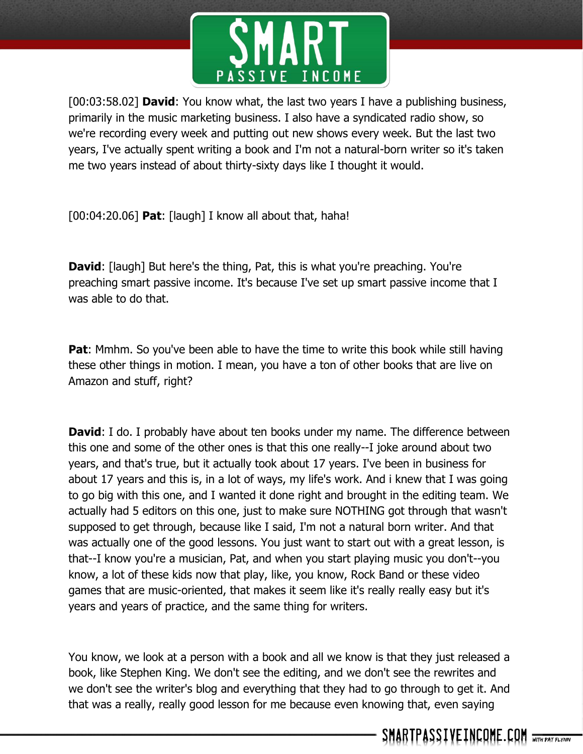[00:03:58.02] **David**: You know what, the last two years I have a publishing business, primarily in the music marketing business. I also have a syndicated radio show, so we're recording every week and putting out new shows every week. But the last two years, I've actually spent writing a book and I'm not a natural-born writer so it's taken me two years instead of about thirty-sixty days like I thought it would.

[00:04:20.06] **Pat**: [laugh] I know all about that, haha!

**David**: [laugh] But here's the thing, Pat, this is what you're preaching. You're preaching smart passive income. It's because I've set up smart passive income that I was able to do that.

**Pat**: Mmhm. So you've been able to have the time to write this book while still having these other things in motion. I mean, you have a ton of other books that are live on Amazon and stuff, right?

**David**: I do. I probably have about ten books under my name. The difference between this one and some of the other ones is that this one really--I joke around about two years, and that's true, but it actually took about 17 years. I've been in business for about 17 years and this is, in a lot of ways, my life's work. And i knew that I was going to go big with this one, and I wanted it done right and brought in the editing team. We actually had 5 editors on this one, just to make sure NOTHING got through that wasn't supposed to get through, because like I said, I'm not a natural born writer. And that was actually one of the good lessons. You just want to start out with a great lesson, is that--I know you're a musician, Pat, and when you start playing music you don't--you know, a lot of these kids now that play, like, you know, Rock Band or these video games that are music-oriented, that makes it seem like it's really really easy but it's years and years of practice, and the same thing for writers.

You know, we look at a person with a book and all we know is that they just released a book, like Stephen King. We don't see the editing, and we don't see the rewrites and we don't see the writer's blog and everything that they had to go through to get it. And that was a really, really good lesson for me because even knowing that, even saying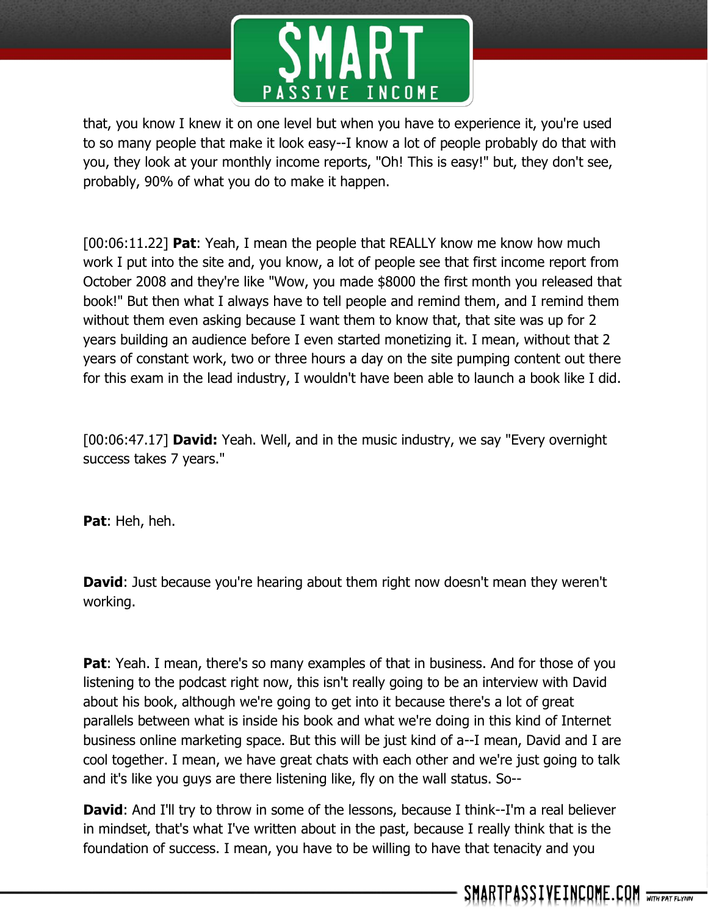that, you know I knew it on one level but when you have to experience it, you're used to so many people that make it look easy--I know a lot of people probably do that with you, they look at your monthly income reports, "Oh! This is easy!" but, they don't see, probably, 90% of what you do to make it happen.

[00:06:11.22] **Pat**: Yeah, I mean the people that REALLY know me know how much work I put into the site and, you know, a lot of people see that first income report from October 2008 and they're like "Wow, you made $8000 the first month you released that book!" But then what I always have to tell people and remind them, and I remind them without them even asking because I want them to know that, that site was up for 2 years building an audience before I even started monetizing it. I mean, without that 2 years of constant work, two or three hours a day on the site pumping content out there for this exam in the lead industry, I wouldn't have been able to launch a book like I did.

[00:06:47.17] **David:** Yeah. Well, and in the music industry, we say "Every overnight success takes 7 years."

**Pat**: Heh, heh.

**David**: Just because you're hearing about them right now doesn't mean they weren't working.

**Pat**: Yeah. I mean, there's so many examples of that in business. And for those of you listening to the podcast right now, this isn't really going to be an interview with David about his book, although we're going to get into it because there's a lot of great parallels between what is inside his book and what we're doing in this kind of Internet business online marketing space. But this will be just kind of a--I mean, David and I are cool together. I mean, we have great chats with each other and we're just going to talk and it's like you guys are there listening like, fly on the wall status. So--

**David**: And I'll try to throw in some of the lessons, because I think--I'm a real believer in mindset, that's what I've written about in the past, because I really think that is the foundation of success. I mean, you have to be willing to have that tenacity and you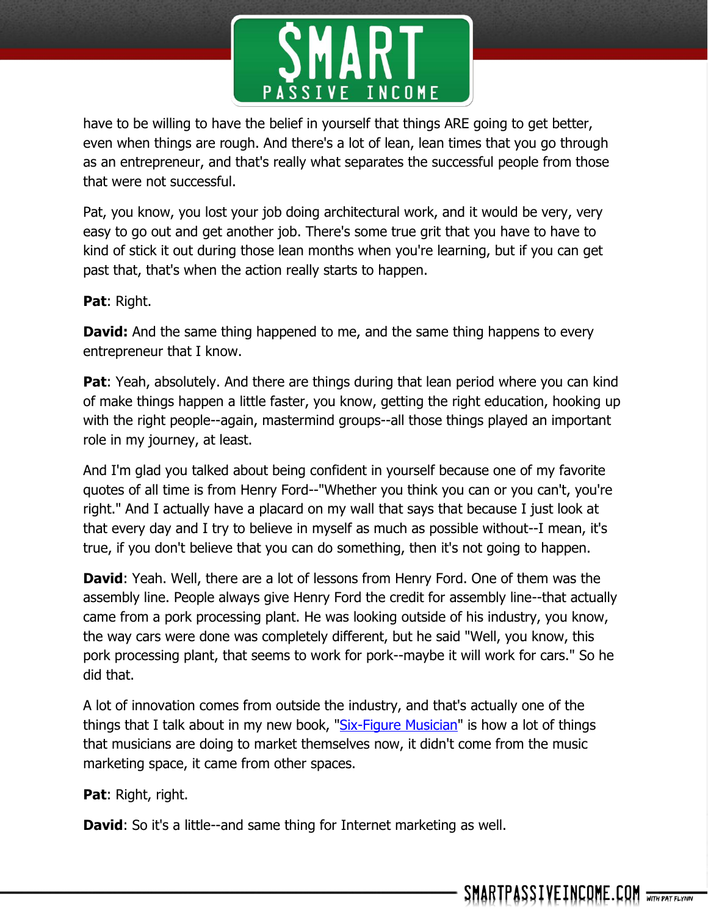have to be willing to have the belief in yourself that things ARE going to get better, even when things are rough. And there's a lot of lean, lean times that you go through as an entrepreneur, and that's really what separates the successful people from those that were not successful.

Pat, you know, you lost your job doing architectural work, and it would be very, very easy to go out and get another job. There's some true grit that you have to have to kind of stick it out during those lean months when you're learning, but if you can get past that, that's when the action really starts to happen.

**Pat**: Right.

**David:** And the same thing happened to me, and the same thing happens to every entrepreneur that I know.

**Pat**: Yeah, absolutely. And there are things during that lean period where you can kind of make things happen a little faster, you know, getting the right education, hooking up with the right people--again, mastermind groups--all those things played an important role in my journey, at least.

And I'm glad you talked about being confident in yourself because one of my favorite quotes of all time is from Henry Ford--"Whether you think you can or you can't, you're right." And I actually have a placard on my wall that says that because I just look at that every day and I try to believe in myself as much as possible without--I mean, it's true, if you don't believe that you can do something, then it's not going to happen.

**David**: Yeah. Well, there are a lot of lessons from Henry Ford. One of them was the assembly line. People always give Henry Ford the credit for assembly line--that actually came from a pork processing plant. He was looking outside of his industry, you know, the way cars were done was completely different, but he said "Well, you know, this pork processing plant, that seems to work for pork--maybe it will work for cars." So he did that.

A lot of innovation comes from outside the industry, and that's actually one of the things that I talk about in my new book, "Six-Figure Musician" is how a lot of things that musicians are doing to market themselves now, it didn't come from the music marketing space, it came from other spaces.

**Pat**: Right, right.

**David**: So it's a little--and same thing for Internet marketing as well.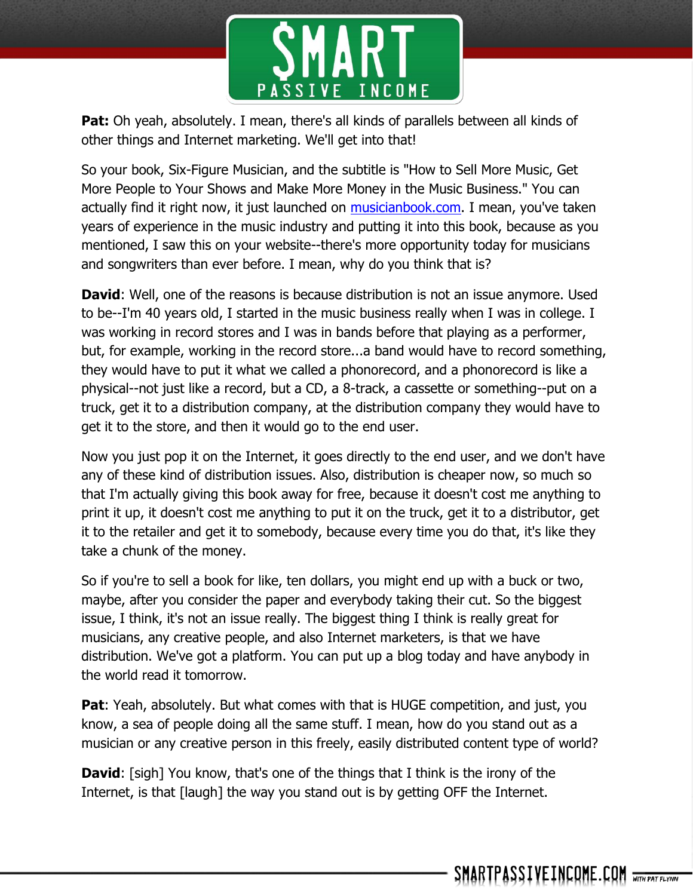**Pat:** Oh yeah, absolutely. I mean, there's all kinds of parallels between all kinds of other things and Internet marketing. We'll get into that!

So your book, Six-Figure Musician, and the subtitle is "How to Sell More Music, Get More People to Your Shows and Make More Money in the Music Business." You can actually find it right now, it just launched on [musicianbook.com](musicianbook.com). I mean, you've taken years of experience in the music industry and putting it into this book, because as you mentioned, I saw this on your website--there's more opportunity today for musicians and songwriters than ever before. I mean, why do you think that is?

**David**: Well, one of the reasons is because distribution is not an issue anymore. Used to be--I'm 40 years old, I started in the music business really when I was in college. I was working in record stores and I was in bands before that playing as a performer, but, for example, working in the record store...a band would have to record something, they would have to put it what we called a phonorecord, and a phonorecord is like a physical--not just like a record, but a CD, a 8-track, a cassette or something--put on a truck, get it to a distribution company, at the distribution company they would have to get it to the store, and then it would go to the end user.

Now you just pop it on the Internet, it goes directly to the end user, and we don't have any of these kind of distribution issues. Also, distribution is cheaper now, so much so that I'm actually giving this book away for free, because it doesn't cost me anything to print it up, it doesn't cost me anything to put it on the truck, get it to a distributor, get it to the retailer and get it to somebody, because every time you do that, it's like they take a chunk of the money.

So if you're to sell a book for like, ten dollars, you might end up with a buck or two, maybe, after you consider the paper and everybody taking their cut. So the biggest issue, I think, it's not an issue really. The biggest thing I think is really great for musicians, any creative people, and also Internet marketers, is that we have distribution. We've got a platform. You can put up a blog today and have anybody in the world read it tomorrow.

**Pat**: Yeah, absolutely. But what comes with that is HUGE competition, and just, you know, a sea of people doing all the same stuff. I mean, how do you stand out as a musician or any creative person in this freely, easily distributed content type of world?

**David**: [sigh] You know, that's one of the things that I think is the irony of the Internet, is that [laugh] the way you stand out is by getting OFF the Internet.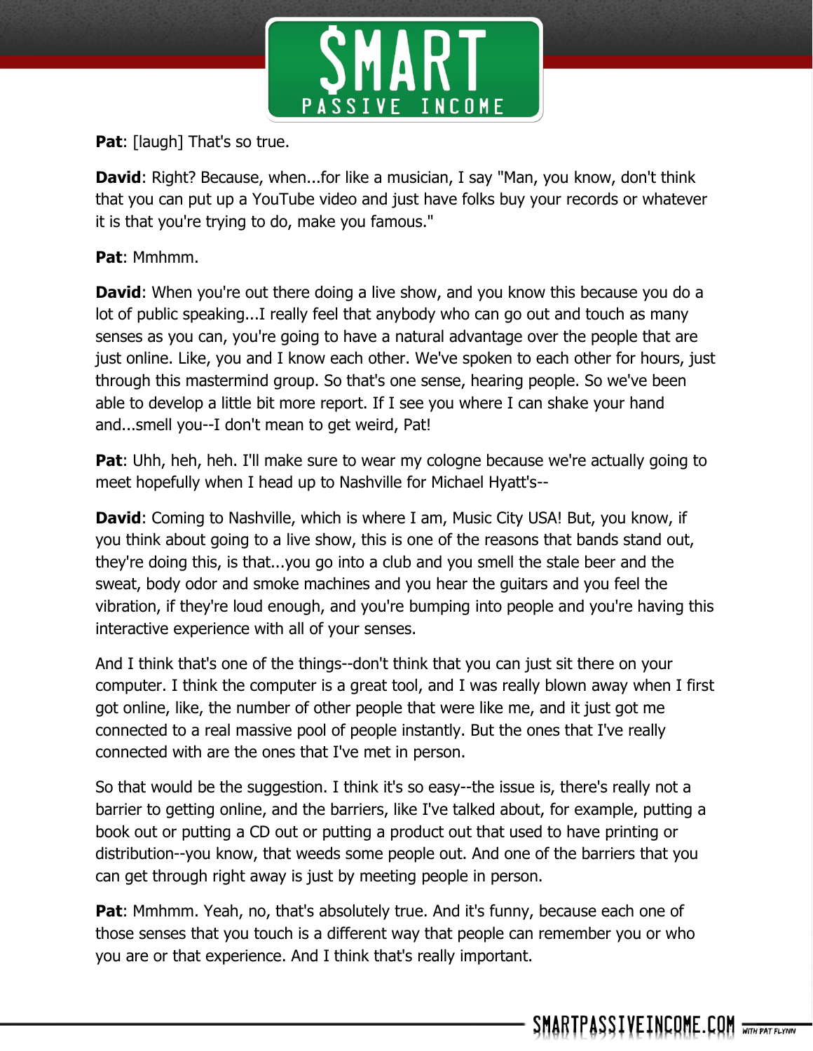**Pat**: [laugh] That's so true.

**David**: Right? Because, when...for like a musician, I say "Man, you know, don't think that you can put up a YouTube video and just have folks buy your records or whatever it is that you're trying to do, make you famous."

**Pat**: Mmhmm.

**David**: When you're out there doing a live show, and you know this because you do a lot of public speaking...I really feel that anybody who can go out and touch as many senses as you can, you're going to have a natural advantage over the people that are just online. Like, you and I know each other. We've spoken to each other for hours, just through this mastermind group. So that's one sense, hearing people. So we've been able to develop a little bit more report. If I see you where I can shake your hand and...smell you--I don't mean to get weird, Pat!

**Pat**: Uhh, heh, heh. I'll make sure to wear my cologne because we're actually going to meet hopefully when I head up to Nashville for Michael Hyatt's--

**David**: Coming to Nashville, which is where I am, Music City USA! But, you know, if you think about going to a live show, this is one of the reasons that bands stand out, they're doing this, is that...you go into a club and you smell the stale beer and the sweat, body odor and smoke machines and you hear the guitars and you feel the vibration, if they're loud enough, and you're bumping into people and you're having this interactive experience with all of your senses.

And I think that's one of the things--don't think that you can just sit there on your computer. I think the computer is a great tool, and I was really blown away when I first got online, like, the number of other people that were like me, and it just got me connected to a real massive pool of people instantly. But the ones that I've really connected with are the ones that I've met in person.

So that would be the suggestion. I think it's so easy--the issue is, there's really not a barrier to getting online, and the barriers, like I've talked about, for example, putting a book out or putting a CD out or putting a product out that used to have printing or distribution--you know, that weeds some people out. And one of the barriers that you can get through right away is just by meeting people in person.

**Pat**: Mmhmm. Yeah, no, that's absolutely true. And it's funny, because each one of those senses that you touch is a different way that people can remember you or who you are or that experience. And I think that's really important.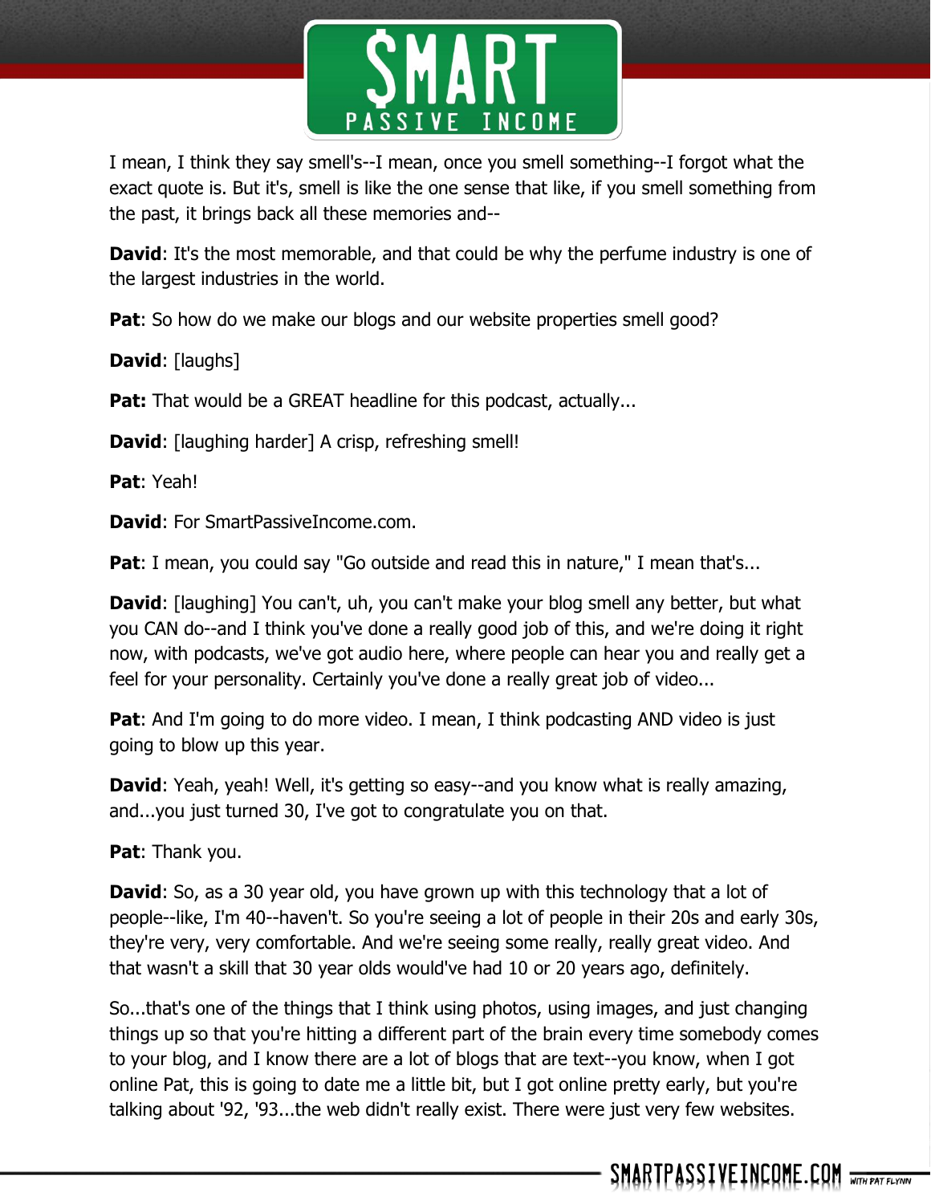I mean, I think they say smell's--I mean, once you smell something--I forgot what the exact quote is. But it's, smell is like the one sense that like, if you smell something from the past, it brings back all these memories and--

**David**: It's the most memorable, and that could be why the perfume industry is one of the largest industries in the world.

**Pat**: So how do we make our blogs and our website properties smell good?

**David**: [laughs]

**Pat:** That would be a GREAT headline for this podcast, actually...

**David**: [laughing harder] A crisp, refreshing smell!

**Pat**: Yeah!

**David**: For SmartPassiveIncome.com.

**Pat**: I mean, you could say "Go outside and read this in nature," I mean that's...

**David**: [laughing] You can't, uh, you can't make your blog smell any better, but what you CAN do--and I think you've done a really good job of this, and we're doing it right now, with podcasts, we've got audio here, where people can hear you and really get a feel for your personality. Certainly you've done a really great job of video...

**Pat**: And I'm going to do more video. I mean, I think podcasting AND video is just going to blow up this year.

**David**: Yeah, yeah! Well, it's getting so easy--and you know what is really amazing, and...you just turned 30, I've got to congratulate you on that.

**Pat**: Thank you.

**David**: So, as a 30 year old, you have grown up with this technology that a lot of people--like, I'm 40--haven't. So you're seeing a lot of people in their 20s and early 30s, they're very, very comfortable. And we're seeing some really, really great video. And that wasn't a skill that 30 year olds would've had 10 or 20 years ago, definitely.

So...that's one of the things that I think using photos, using images, and just changing things up so that you're hitting a different part of the brain every time somebody comes to your blog, and I know there are a lot of blogs that are text--you know, when I got online Pat, this is going to date me a little bit, but I got online pretty early, but you're talking about '92, '93...the web didn't really exist. There were just very few websites.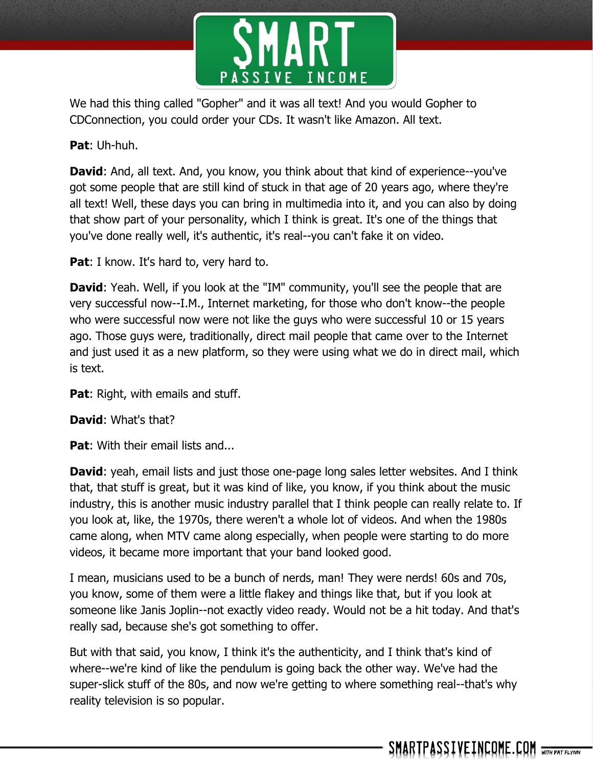We had this thing called "Gopher" and it was all text! And you would Gopher to CDConnection, you could order your CDs. It wasn't like Amazon. All text.

**Pat**: Uh-huh.

**David**: And, all text. And, you know, you think about that kind of experience--you've got some people that are still kind of stuck in that age of 20 years ago, where they're all text! Well, these days you can bring in multimedia into it, and you can also by doing that show part of your personality, which I think is great. It's one of the things that you've done really well, it's authentic, it's real--you can't fake it on video.

**Pat**: I know. It's hard to, very hard to.

**David**: Yeah. Well, if you look at the "IM" community, you'll see the people that are very successful now--I.M., Internet marketing, for those who don't know--the people who were successful now were not like the guys who were successful 10 or 15 years ago. Those guys were, traditionally, direct mail people that came over to the Internet and just used it as a new platform, so they were using what we do in direct mail, which is text.

**Pat**: Right, with emails and stuff.

**David**: What's that?

**Pat**: With their email lists and...

**David**: yeah, email lists and just those one-page long sales letter websites. And I think that, that stuff is great, but it was kind of like, you know, if you think about the music industry, this is another music industry parallel that I think people can really relate to. If you look at, like, the 1970s, there weren't a whole lot of videos. And when the 1980s came along, when MTV came along especially, when people were starting to do more videos, it became more important that your band looked good.

I mean, musicians used to be a bunch of nerds, man! They were nerds! 60s and 70s, you know, some of them were a little flakey and things like that, but if you look at someone like Janis Joplin--not exactly video ready. Would not be a hit today. And that's really sad, because she's got something to offer.

But with that said, you know, I think it's the authenticity, and I think that's kind of where--we're kind of like the pendulum is going back the other way. We've had the super-slick stuff of the 80s, and now we're getting to where something real--that's why reality television is so popular.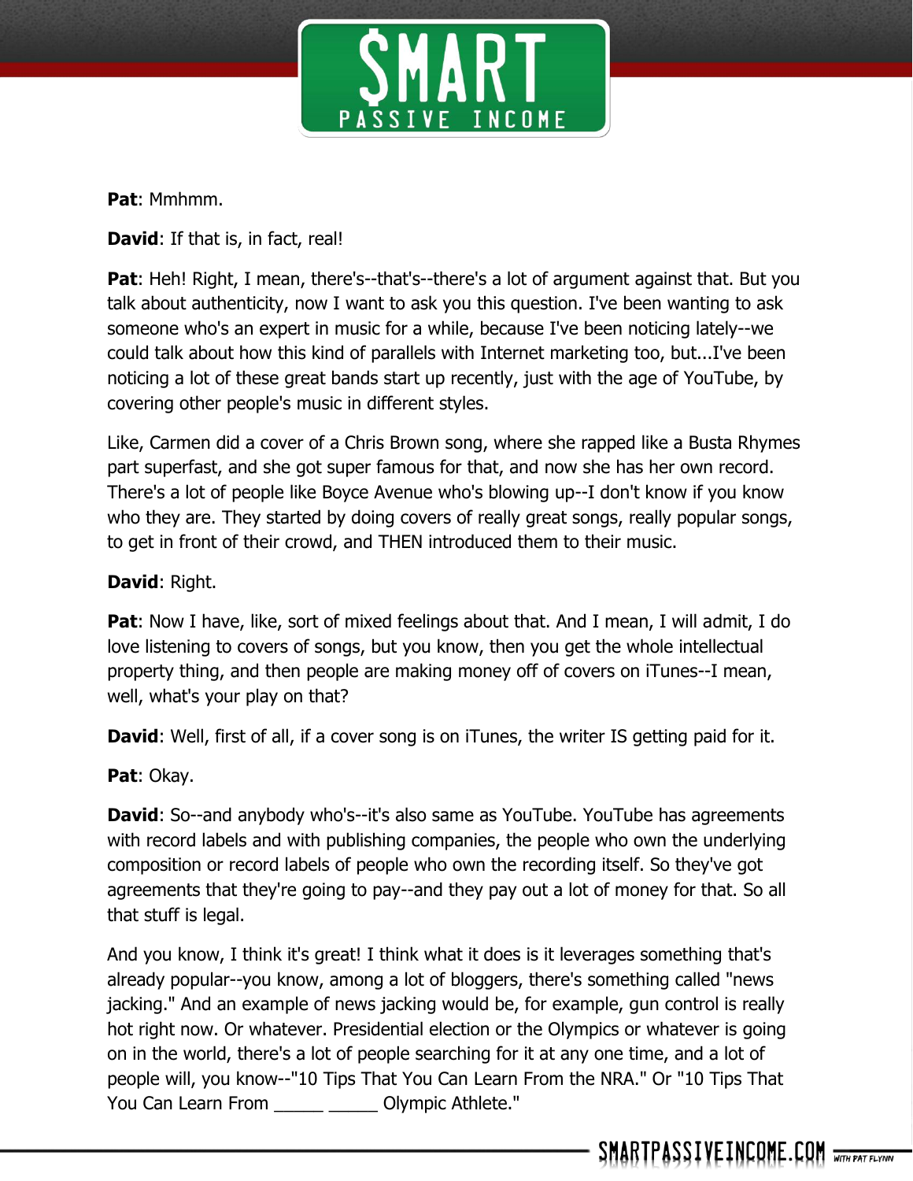**Pat**: Mmhmm.

**David**: If that is, in fact, real!

**Pat**: Heh! Right, I mean, there's--that's--there's a lot of argument against that. But you talk about authenticity, now I want to ask you this question. I've been wanting to ask someone who's an expert in music for a while, because I've been noticing lately--we could talk about how this kind of parallels with Internet marketing too, but...I've been noticing a lot of these great bands start up recently, just with the age of YouTube, by covering other people's music in different styles.

Like, Carmen did a cover of a Chris Brown song, where she rapped like a Busta Rhymes part superfast, and she got super famous for that, and now she has her own record. There's a lot of people like Boyce Avenue who's blowing up--I don't know if you know who they are. They started by doing covers of really great songs, really popular songs, to get in front of their crowd, and THEN introduced them to their music.

**David**: Right.

**Pat**: Now I have, like, sort of mixed feelings about that. And I mean, I will admit, I do love listening to covers of songs, but you know, then you get the whole intellectual property thing, and then people are making money off of covers on iTunes--I mean, well, what's your play on that?

**David**: Well, first of all, if a cover song is on iTunes, the writer IS getting paid for it.

**Pat**: Okay.

**David**: So--and anybody who's--it's also same as YouTube. YouTube has agreements with record labels and with publishing companies, the people who own the underlying composition or record labels of people who own the recording itself. So they've got agreements that they're going to pay--and they pay out a lot of money for that. So all that stuff is legal.

And you know, I think it's great! I think what it does is it leverages something that's already popular--you know, among a lot of bloggers, there's something called "news jacking." And an example of news jacking would be, for example, gun control is really hot right now. Or whatever. Presidential election or the Olympics or whatever is going on in the world, there's a lot of people searching for it at any one time, and a lot of people will, you know--"10 Tips That You Can Learn From the NRA." Or "10 Tips That You Can Learn From _____ _____ Olympic Athlete."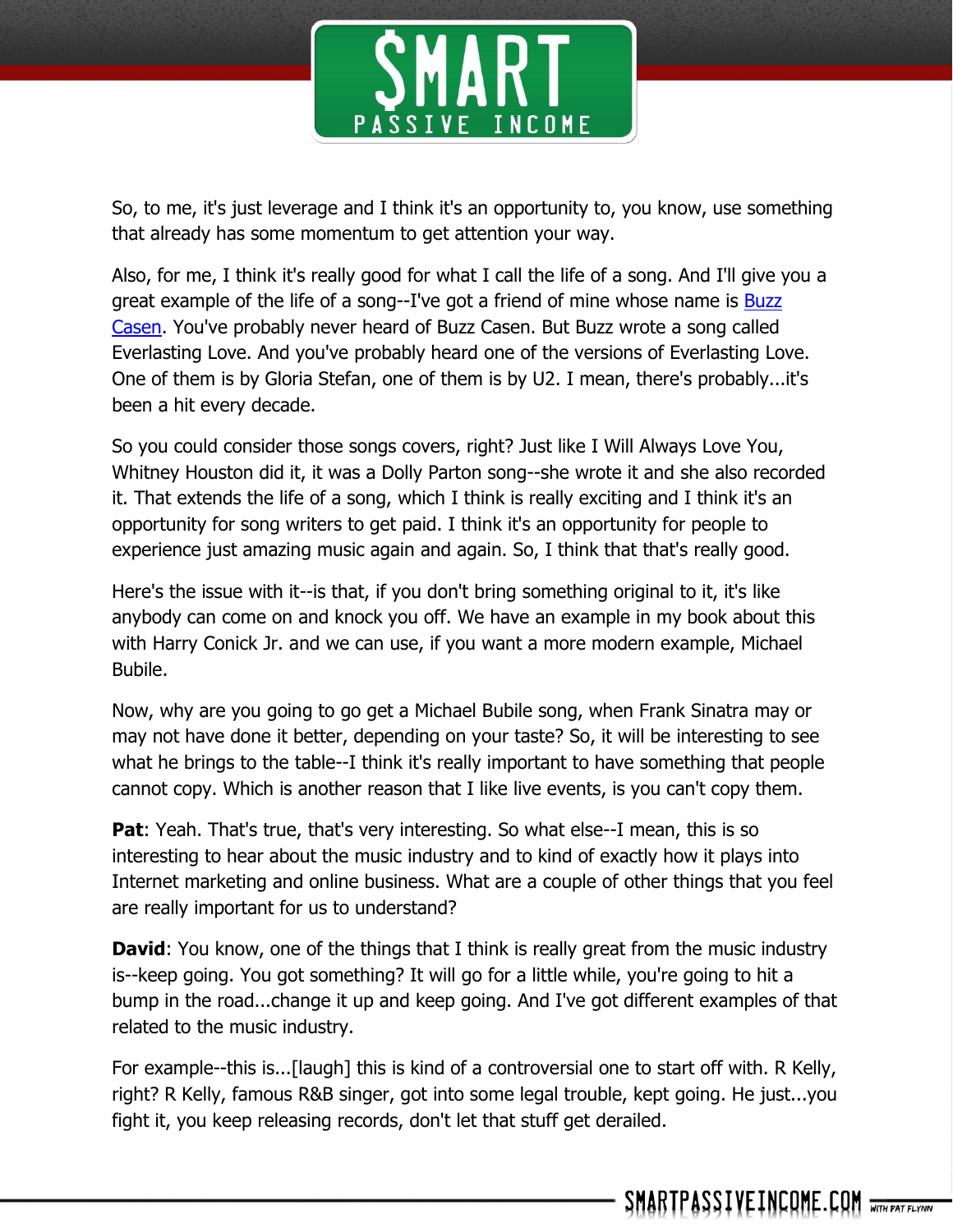So, to me, it's just leverage and I think it's an opportunity to, you know, use something that already has some momentum to get attention your way.

Also, for me, I think it's really good for what I call the life of a song. And I'll give you a great example of the life of a song--I've got a friend of mine whose name is [Buzz Casen](). You've probably never heard of Buzz Casen. But Buzz wrote a song called Everlasting Love. And you've probably heard one of the versions of Everlasting Love. One of them is by Gloria Stefan, one of them is by U2. I mean, there's probably...it's been a hit every decade.

So you could consider those songs covers, right? Just like I Will Always Love You, Whitney Houston did it, it was a Dolly Parton song--she wrote it and she also recorded it. That extends the life of a song, which I think is really exciting and I think it's an opportunity for song writers to get paid. I think it's an opportunity for people to experience just amazing music again and again. So, I think that that's really good.

Here's the issue with it--is that, if you don't bring something original to it, it's like anybody can come on and knock you off. We have an example in my book about this with Harry Conick Jr. and we can use, if you want a more modern example, Michael Bubile.

Now, why are you going to go get a Michael Bubile song, when Frank Sinatra may or may not have done it better, depending on your taste? So, it will be interesting to see what he brings to the table--I think it's really important to have something that people cannot copy. Which is another reason that I like live events, is you can't copy them.

**Pat**: Yeah. That's true, that's very interesting. So what else--I mean, this is so interesting to hear about the music industry and to kind of exactly how it plays into Internet marketing and online business. What are a couple of other things that you feel are really important for us to understand?

**David**: You know, one of the things that I think is really great from the music industry is--keep going. You got something? It will go for a little while, you're going to hit a bump in the road...change it up and keep going. And I've got different examples of that related to the music industry.

For example--this is...[laugh] this is kind of a controversial one to start off with. R Kelly, right? R Kelly, famous R&B singer, got into some legal trouble, kept going. He just...you fight it, you keep releasing records, don't let that stuff get derailed.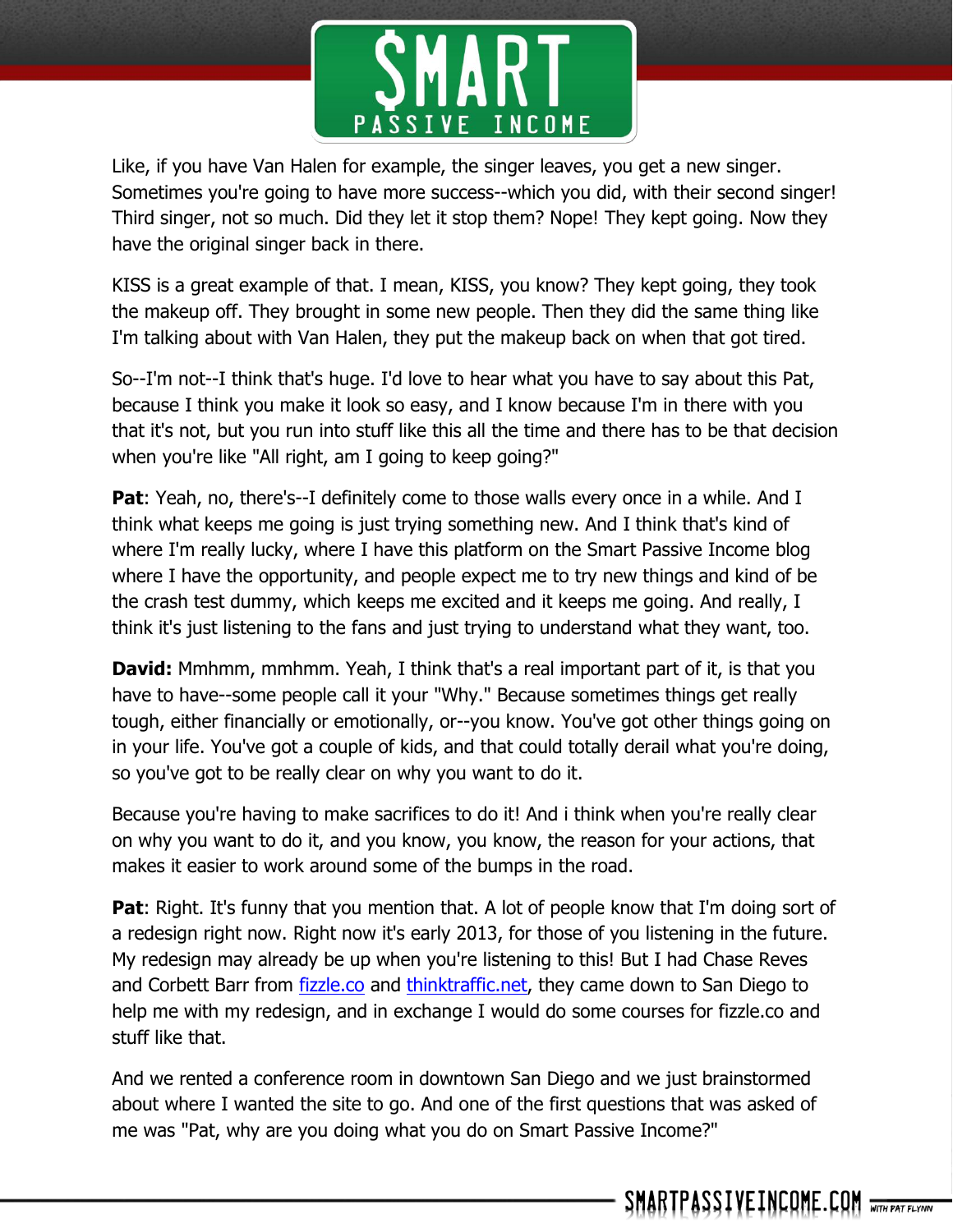Like, if you have Van Halen for example, the singer leaves, you get a new singer. Sometimes you're going to have more success--which you did, with their second singer! Third singer, not so much. Did they let it stop them? Nope! They kept going. Now they have the original singer back in there.

KISS is a great example of that. I mean, KISS, you know? They kept going, they took the makeup off. They brought in some new people. Then they did the same thing like I'm talking about with Van Halen, they put the makeup back on when that got tired.

So--I'm not--I think that's huge. I'd love to hear what you have to say about this Pat, because I think you make it look so easy, and I know because I'm in there with you that it's not, but you run into stuff like this all the time and there has to be that decision when you're like "All right, am I going to keep going?"

**Pat**: Yeah, no, there's--I definitely come to those walls every once in a while. And I think what keeps me going is just trying something new. And I think that's kind of where I'm really lucky, where I have this platform on the Smart Passive Income blog where I have the opportunity, and people expect me to try new things and kind of be the crash test dummy, which keeps me excited and it keeps me going. And really, I think it's just listening to the fans and just trying to understand what they want, too.

**David:** Mmhmm, mmhmm. Yeah, I think that's a real important part of it, is that you have to have--some people call it your "Why." Because sometimes things get really tough, either financially or emotionally, or--you know. You've got other things going on in your life. You've got a couple of kids, and that could totally derail what you're doing, so you've got to be really clear on why you want to do it.

Because you're having to make sacrifices to do it! And i think when you're really clear on why you want to do it, and you know, you know, the reason for your actions, that makes it easier to work around some of the bumps in the road.

**Pat**: Right. It's funny that you mention that. A lot of people know that I'm doing sort of a redesign right now. Right now it's early 2013, for those of you listening in the future. My redesign may already be up when you're listening to this! But I had Chase Reves and Corbett Barr from [fizzle.co](fizzle.co) and [thinktraffic.net](thinktraffic.net), they came down to San Diego to help me with my redesign, and in exchange I would do some courses for fizzle.co and stuff like that.

And we rented a conference room in downtown San Diego and we just brainstormed about where I wanted the site to go. And one of the first questions that was asked of me was "Pat, why are you doing what you do on Smart Passive Income?"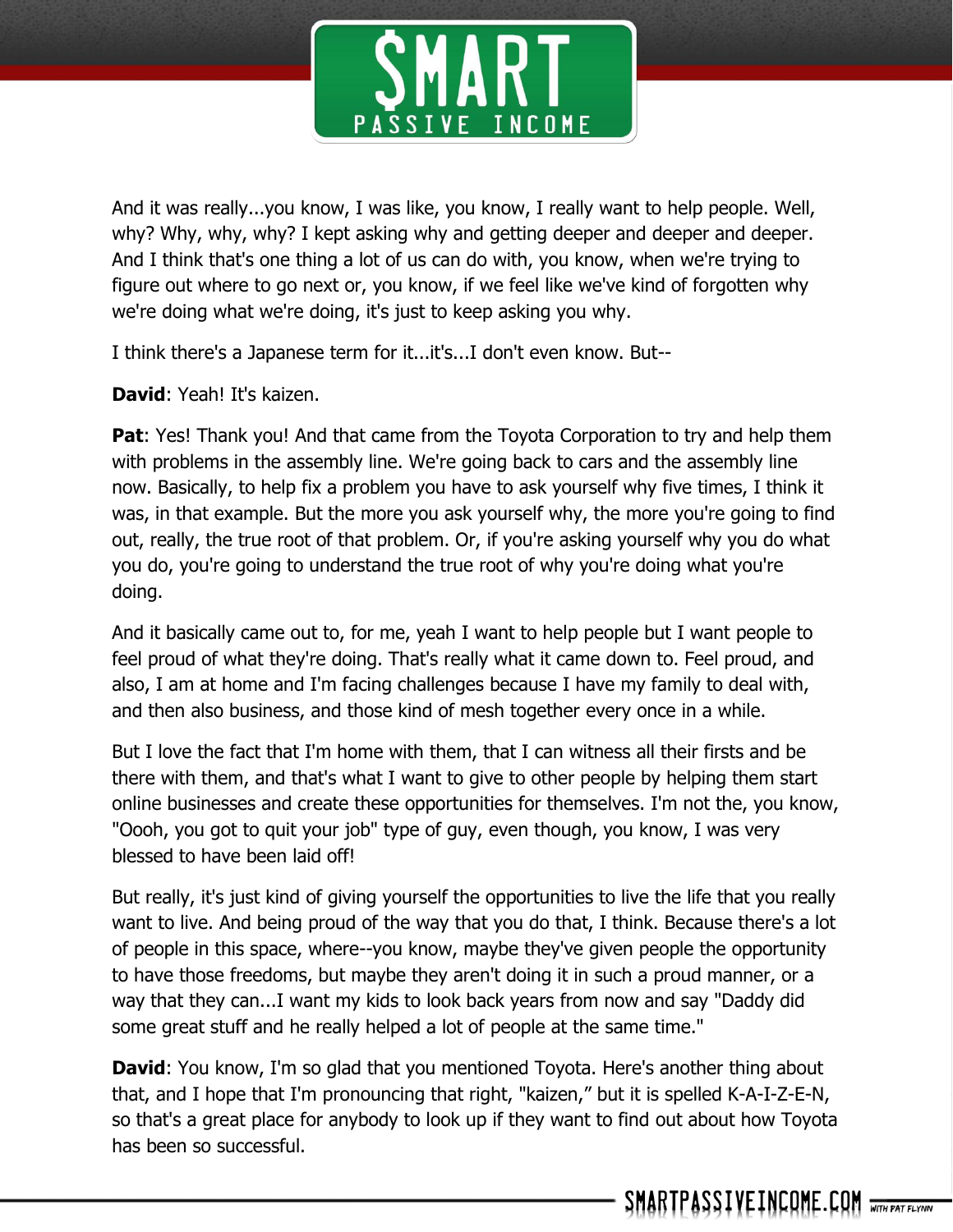And it was really...you know, I was like, you know, I really want to help people. Well, why? Why, why, why? I kept asking why and getting deeper and deeper and deeper. And I think that's one thing a lot of us can do with, you know, when we're trying to figure out where to go next or, you know, if we feel like we've kind of forgotten why we're doing what we're doing, it's just to keep asking you why.

I think there's a Japanese term for it...it's...I don't even know. But--

**David**: Yeah! It's kaizen.

**Pat**: Yes! Thank you! And that came from the Toyota Corporation to try and help them with problems in the assembly line. We're going back to cars and the assembly line now. Basically, to help fix a problem you have to ask yourself why five times, I think it was, in that example. But the more you ask yourself why, the more you're going to find out, really, the true root of that problem. Or, if you're asking yourself why you do what you do, you're going to understand the true root of why you're doing what you're doing.

And it basically came out to, for me, yeah I want to help people but I want people to feel proud of what they're doing. That's really what it came down to. Feel proud, and also, I am at home and I'm facing challenges because I have my family to deal with, and then also business, and those kind of mesh together every once in a while.

But I love the fact that I'm home with them, that I can witness all their firsts and be there with them, and that's what I want to give to other people by helping them start online businesses and create these opportunities for themselves. I'm not the, you know, "Oooh, you got to quit your job" type of guy, even though, you know, I was very blessed to have been laid off!

But really, it's just kind of giving yourself the opportunities to live the life that you really want to live. And being proud of the way that you do that, I think. Because there's a lot of people in this space, where--you know, maybe they've given people the opportunity to have those freedoms, but maybe they aren't doing it in such a proud manner, or a way that they can...I want my kids to look back years from now and say "Daddy did some great stuff and he really helped a lot of people at the same time."

**David**: You know, I'm so glad that you mentioned Toyota. Here's another thing about that, and I hope that I'm pronouncing that right, "kaizen," but it is spelled K-A-I-Z-E-N, so that's a great place for anybody to look up if they want to find out about how Toyota has been so successful.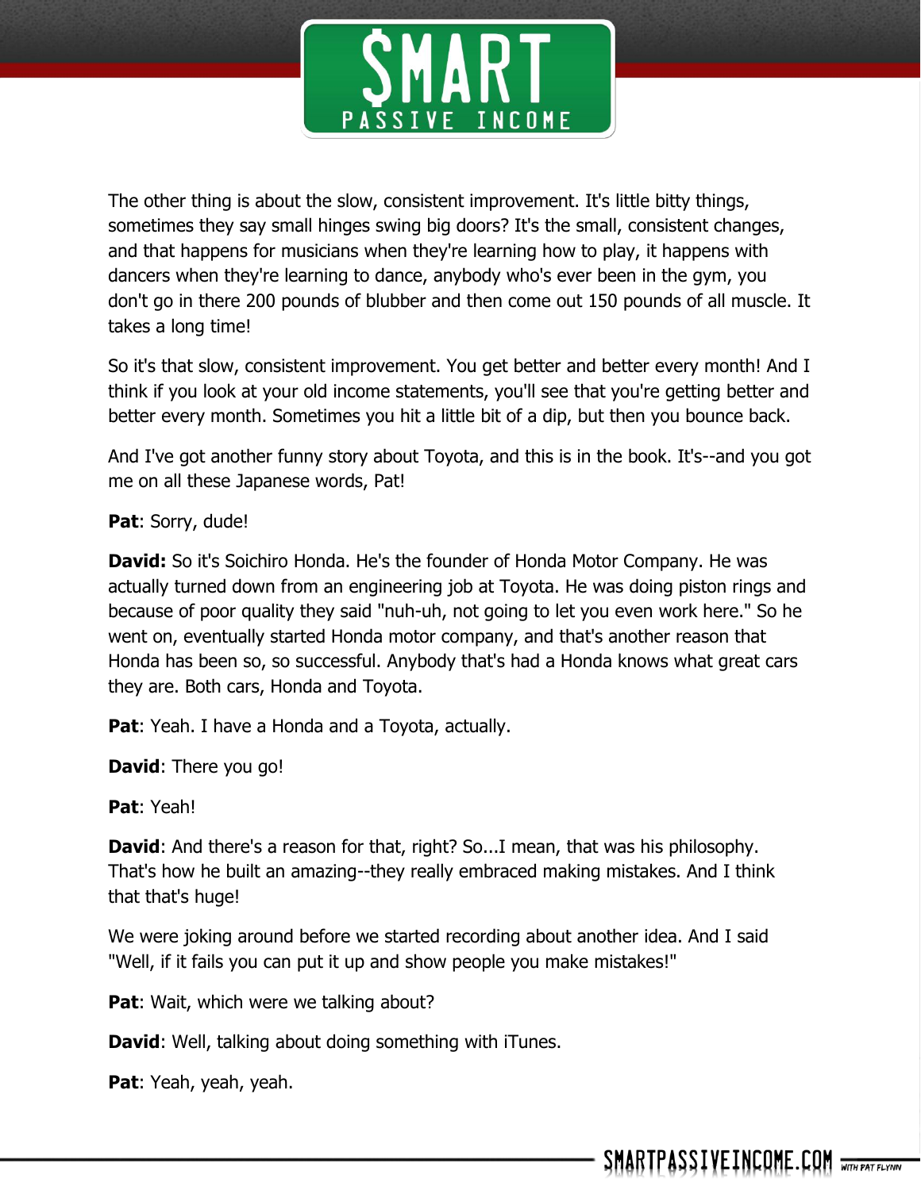The other thing is about the slow, consistent improvement. It's little bitty things, sometimes they say small hinges swing big doors? It's the small, consistent changes, and that happens for musicians when they're learning how to play, it happens with dancers when they're learning to dance, anybody who's ever been in the gym, you don't go in there 200 pounds of blubber and then come out 150 pounds of all muscle. It takes a long time!

So it's that slow, consistent improvement. You get better and better every month! And I think if you look at your old income statements, you'll see that you're getting better and better every month. Sometimes you hit a little bit of a dip, but then you bounce back.

And I've got another funny story about Toyota, and this is in the book. It's--and you got me on all these Japanese words, Pat!

**Pat**: Sorry, dude!

**David:** So it's Soichiro Honda. He's the founder of Honda Motor Company. He was actually turned down from an engineering job at Toyota. He was doing piston rings and because of poor quality they said "nuh-uh, not going to let you even work here." So he went on, eventually started Honda motor company, and that's another reason that Honda has been so, so successful. Anybody that's had a Honda knows what great cars they are. Both cars, Honda and Toyota.

**Pat**: Yeah. I have a Honda and a Toyota, actually.

**David**: There you go!

**Pat**: Yeah!

**David**: And there's a reason for that, right? So...I mean, that was his philosophy. That's how he built an amazing--they really embraced making mistakes. And I think that that's huge!

We were joking around before we started recording about another idea. And I said "Well, if it fails you can put it up and show people you make mistakes!"

**Pat**: Wait, which were we talking about?

**David**: Well, talking about doing something with iTunes.

**Pat**: Yeah, yeah, yeah.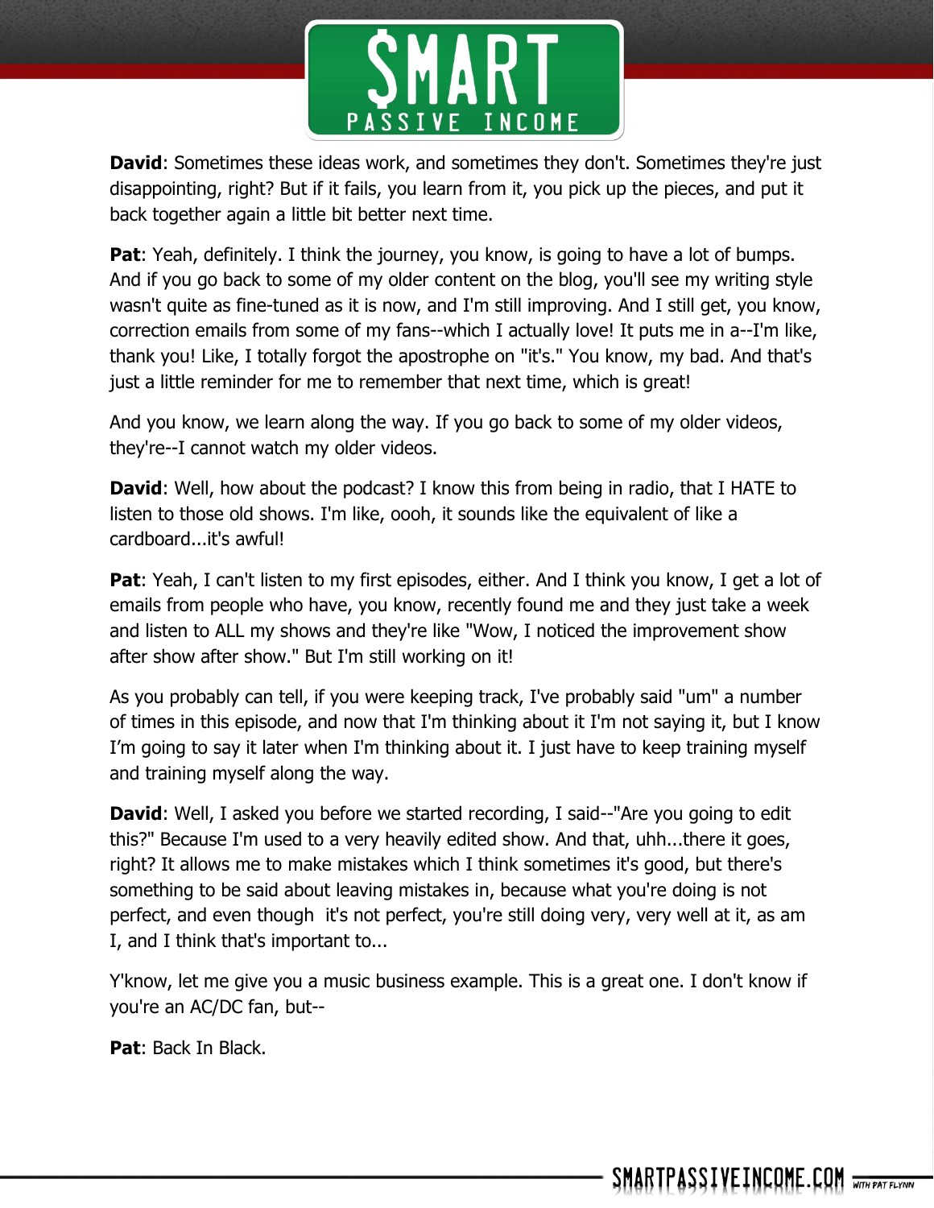**David**: Sometimes these ideas work, and sometimes they don't. Sometimes they're just disappointing, right? But if it fails, you learn from it, you pick up the pieces, and put it back together again a little bit better next time.

**Pat**: Yeah, definitely. I think the journey, you know, is going to have a lot of bumps. And if you go back to some of my older content on the blog, you'll see my writing style wasn't quite as fine-tuned as it is now, and I'm still improving. And I still get, you know, correction emails from some of my fans--which I actually love! It puts me in a--I'm like, thank you! Like, I totally forgot the apostrophe on "it's." You know, my bad. And that's just a little reminder for me to remember that next time, which is great!

And you know, we learn along the way. If you go back to some of my older videos, they're--I cannot watch my older videos.

**David**: Well, how about the podcast? I know this from being in radio, that I HATE to listen to those old shows. I'm like, oooh, it sounds like the equivalent of like a cardboard...it's awful!

**Pat**: Yeah, I can't listen to my first episodes, either. And I think you know, I get a lot of emails from people who have, you know, recently found me and they just take a week and listen to ALL my shows and they're like "Wow, I noticed the improvement show after show after show." But I'm still working on it!

As you probably can tell, if you were keeping track, I've probably said "um" a number of times in this episode, and now that I'm thinking about it I'm not saying it, but I know I'm going to say it later when I'm thinking about it. I just have to keep training myself and training myself along the way.

**David**: Well, I asked you before we started recording, I said--"Are you going to edit this?" Because I'm used to a very heavily edited show. And that, uhh...there it goes, right? It allows me to make mistakes which I think sometimes it's good, but there's something to be said about leaving mistakes in, because what you're doing is not perfect, and even though it's not perfect, you're still doing very, very well at it, as am I, and I think that's important to...

Y'know, let me give you a music business example. This is a great one. I don't know if you're an AC/DC fan, but--

**Pat**: Back In Black.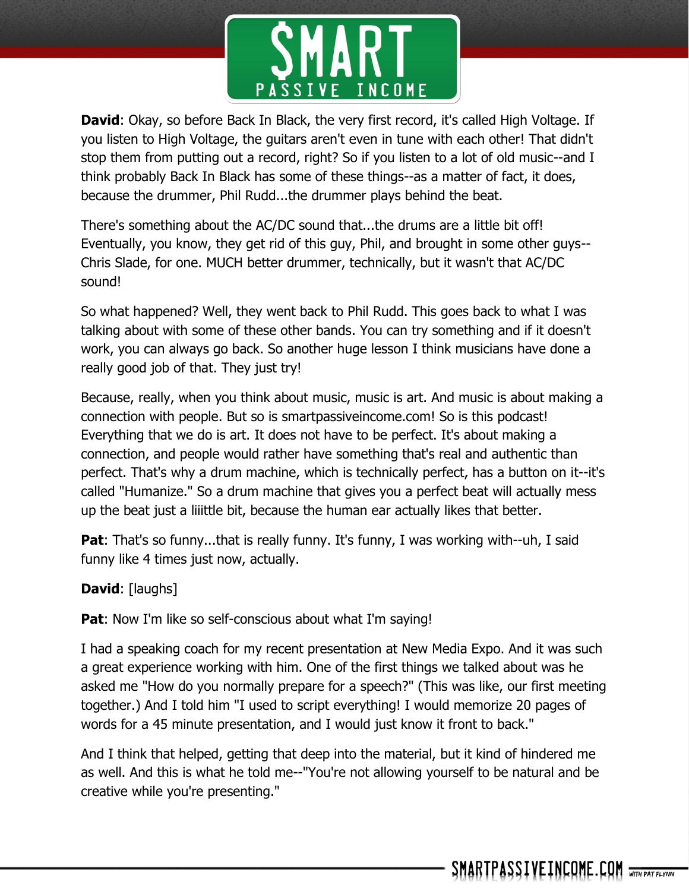**David**: Okay, so before Back In Black, the very first record, it's called High Voltage. If you listen to High Voltage, the guitars aren't even in tune with each other! That didn't stop them from putting out a record, right? So if you listen to a lot of old music--and I think probably Back In Black has some of these things--as a matter of fact, it does, because the drummer, Phil Rudd...the drummer plays behind the beat.

There's something about the AC/DC sound that...the drums are a little bit off! Eventually, you know, they get rid of this guy, Phil, and brought in some other guys--Chris Slade, for one. MUCH better drummer, technically, but it wasn't that AC/DC sound!

So what happened? Well, they went back to Phil Rudd. This goes back to what I was talking about with some of these other bands. You can try something and if it doesn't work, you can always go back. So another huge lesson I think musicians have done a really good job of that. They just try!

Because, really, when you think about music, music is art. And music is about making a connection with people. But so is smartpassiveincome.com! So is this podcast! Everything that we do is art. It does not have to be perfect. It's about making a connection, and people would rather have something that's real and authentic than perfect. That's why a drum machine, which is technically perfect, has a button on it--it's called "Humanize." So a drum machine that gives you a perfect beat will actually mess up the beat just a liiittle bit, because the human ear actually likes that better.

**Pat**: That's so funny...that is really funny. It's funny, I was working with--uh, I said funny like 4 times just now, actually.

**David**: [laughs]

**Pat**: Now I'm like so self-conscious about what I'm saying!

I had a speaking coach for my recent presentation at New Media Expo. And it was such a great experience working with him. One of the first things we talked about was he asked me "How do you normally prepare for a speech?" (This was like, our first meeting together.) And I told him "I used to script everything! I would memorize 20 pages of words for a 45 minute presentation, and I would just know it front to back."

And I think that helped, getting that deep into the material, but it kind of hindered me as well. And this is what he told me--"You're not allowing yourself to be natural and be creative while you're presenting."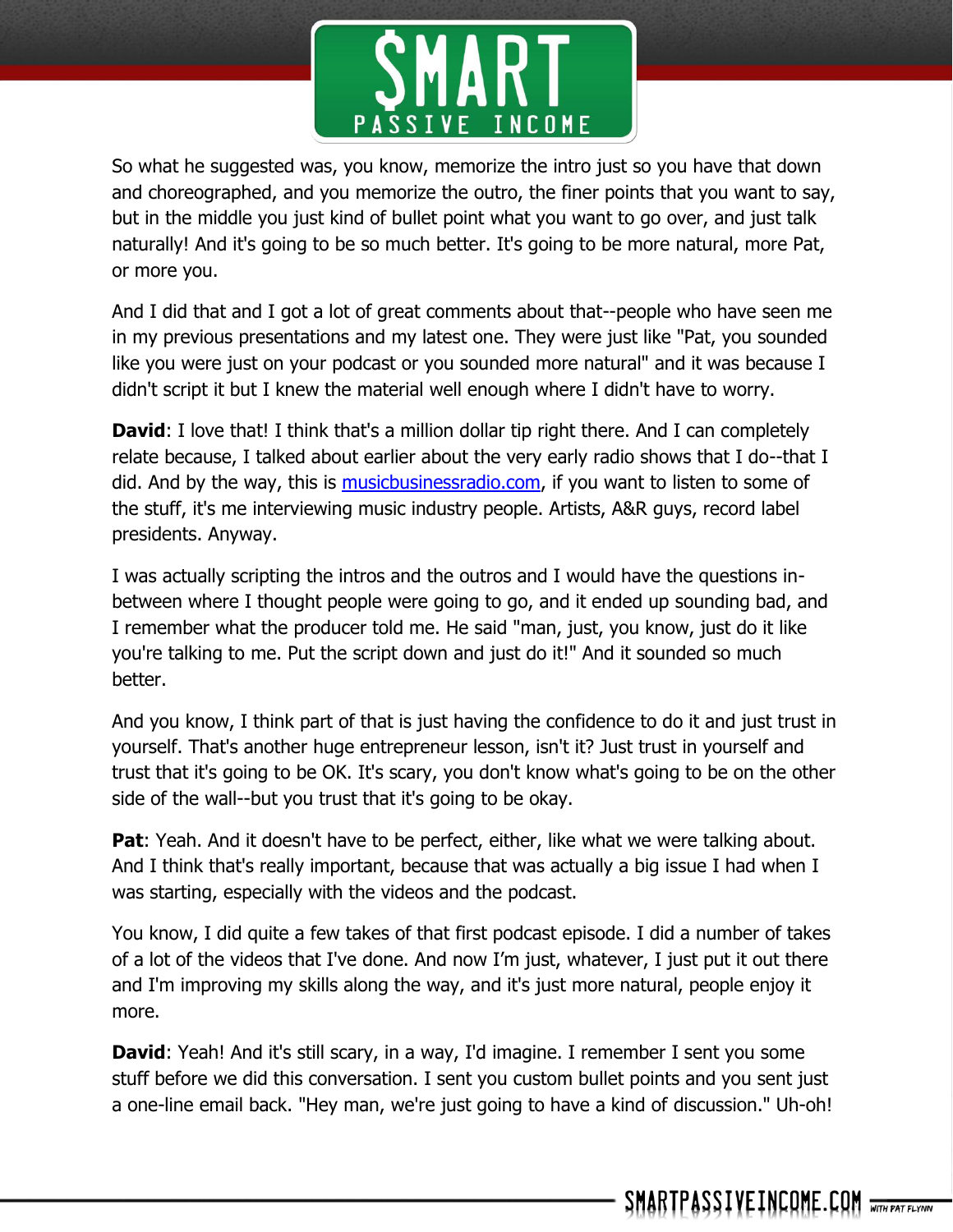So what he suggested was, you know, memorize the intro just so you have that down and choreographed, and you memorize the outro, the finer points that you want to say, but in the middle you just kind of bullet point what you want to go over, and just talk naturally! And it's going to be so much better. It's going to be more natural, more Pat, or more you.

And I did that and I got a lot of great comments about that--people who have seen me in my previous presentations and my latest one. They were just like "Pat, you sounded like you were just on your podcast or you sounded more natural" and it was because I didn't script it but I knew the material well enough where I didn't have to worry.

**David**: I love that! I think that's a million dollar tip right there. And I can completely relate because, I talked about earlier about the very early radio shows that I do--that I did. And by the way, this is [musicbusinessradio.com](http://musicbusinessradio.com), if you want to listen to some of the stuff, it's me interviewing music industry people. Artists, A&R guys, record label presidents. Anyway.

I was actually scripting the intros and the outros and I would have the questions in-between where I thought people were going to go, and it ended up sounding bad, and I remember what the producer told me. He said "man, just, you know, just do it like you're talking to me. Put the script down and just do it!" And it sounded so much better.

And you know, I think part of that is just having the confidence to do it and just trust in yourself. That's another huge entrepreneur lesson, isn't it? Just trust in yourself and trust that it's going to be OK. It's scary, you don't know what's going to be on the other side of the wall--but you trust that it's going to be okay.

**Pat**: Yeah. And it doesn't have to be perfect, either, like what we were talking about. And I think that's really important, because that was actually a big issue I had when I was starting, especially with the videos and the podcast.

You know, I did quite a few takes of that first podcast episode. I did a number of takes of a lot of the videos that I've done. And now I'm just, whatever, I just put it out there and I'm improving my skills along the way, and it's just more natural, people enjoy it more.

**David**: Yeah! And it's still scary, in a way, I'd imagine. I remember I sent you some stuff before we did this conversation. I sent you custom bullet points and you sent just a one-line email back. "Hey man, we're just going to have a kind of discussion." Uh-oh!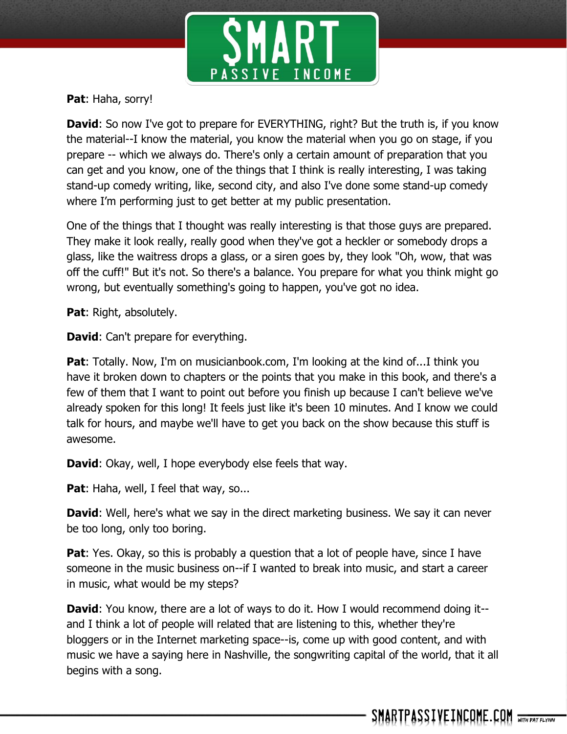**Pat**: Haha, sorry!

**David**: So now I've got to prepare for EVERYTHING, right? But the truth is, if you know the material--I know the material, you know the material when you go on stage, if you prepare -- which we always do. There's only a certain amount of preparation that you can get and you know, one of the things that I think is really interesting, I was taking stand-up comedy writing, like, second city, and also I've done some stand-up comedy where I'm performing just to get better at my public presentation.

One of the things that I thought was really interesting is that those guys are prepared. They make it look really, really good when they've got a heckler or somebody drops a glass, like the waitress drops a glass, or a siren goes by, they look "Oh, wow, that was off the cuff!" But it's not. So there's a balance. You prepare for what you think might go wrong, but eventually something's going to happen, you've got no idea.

**Pat**: Right, absolutely.

**David**: Can't prepare for everything.

**Pat**: Totally. Now, I'm on musicianbook.com, I'm looking at the kind of...I think you have it broken down to chapters or the points that you make in this book, and there's a few of them that I want to point out before you finish up because I can't believe we've already spoken for this long! It feels just like it's been 10 minutes. And I know we could talk for hours, and maybe we'll have to get you back on the show because this stuff is awesome.

**David**: Okay, well, I hope everybody else feels that way.

**Pat**: Haha, well, I feel that way, so...

**David**: Well, here's what we say in the direct marketing business. We say it can never be too long, only too boring.

**Pat**: Yes. Okay, so this is probably a question that a lot of people have, since I have someone in the music business on--if I wanted to break into music, and start a career in music, what would be my steps?

**David**: You know, there are a lot of ways to do it. How I would recommend doing it--and I think a lot of people will related that are listening to this, whether they're bloggers or in the Internet marketing space--is, come up with good content, and with music we have a saying here in Nashville, the songwriting capital of the world, that it all begins with a song.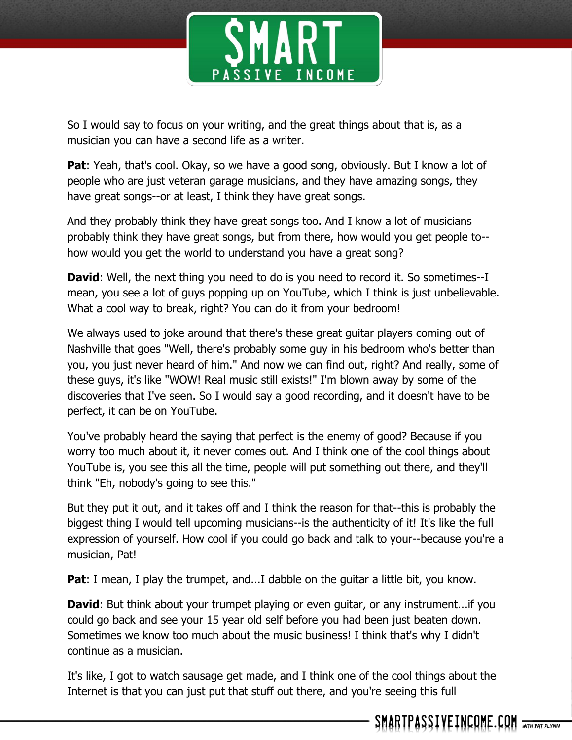So I would say to focus on your writing, and the great things about that is, as a musician you can have a second life as a writer.

**Pat**: Yeah, that's cool. Okay, so we have a good song, obviously. But I know a lot of people who are just veteran garage musicians, and they have amazing songs, they have great songs--or at least, I think they have great songs.

And they probably think they have great songs too. And I know a lot of musicians probably think they have great songs, but from there, how would you get people to--how would you get the world to understand you have a great song?

**David**: Well, the next thing you need to do is you need to record it. So sometimes--I mean, you see a lot of guys popping up on YouTube, which I think is just unbelievable. What a cool way to break, right? You can do it from your bedroom!

We always used to joke around that there's these great guitar players coming out of Nashville that goes "Well, there's probably some guy in his bedroom who's better than you, you just never heard of him." And now we can find out, right? And really, some of these guys, it's like "WOW! Real music still exists!" I'm blown away by some of the discoveries that I've seen. So I would say a good recording, and it doesn't have to be perfect, it can be on YouTube.

You've probably heard the saying that perfect is the enemy of good? Because if you worry too much about it, it never comes out. And I think one of the cool things about YouTube is, you see this all the time, people will put something out there, and they'll think "Eh, nobody's going to see this."

But they put it out, and it takes off and I think the reason for that--this is probably the biggest thing I would tell upcoming musicians--is the authenticity of it! It's like the full expression of yourself. How cool if you could go back and talk to your--because you're a musician, Pat!

**Pat**: I mean, I play the trumpet, and...I dabble on the guitar a little bit, you know.

**David**: But think about your trumpet playing or even guitar, or any instrument...if you could go back and see your 15 year old self before you had been just beaten down. Sometimes we know too much about the music business! I think that's why I didn't continue as a musician.

It's like, I got to watch sausage get made, and I think one of the cool things about the Internet is that you can just put that stuff out there, and you're seeing this full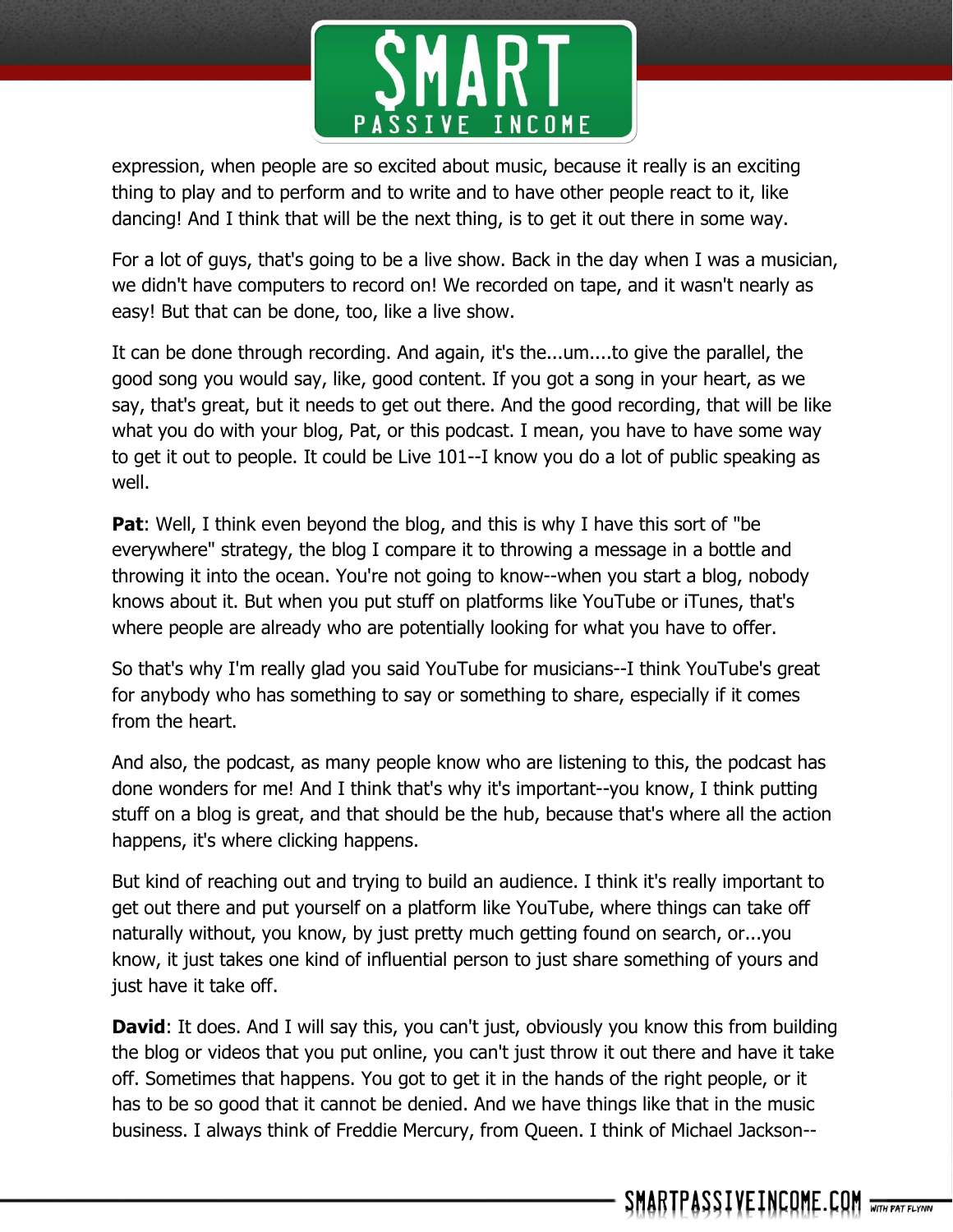expression, when people are so excited about music, because it really is an exciting thing to play and to perform and to write and to have other people react to it, like dancing! And I think that will be the next thing, is to get it out there in some way.

For a lot of guys, that's going to be a live show. Back in the day when I was a musician, we didn't have computers to record on! We recorded on tape, and it wasn't nearly as easy! But that can be done, too, like a live show.

It can be done through recording. And again, it's the...um....to give the parallel, the good song you would say, like, good content. If you got a song in your heart, as we say, that's great, but it needs to get out there. And the good recording, that will be like what you do with your blog, Pat, or this podcast. I mean, you have to have some way to get it out to people. It could be Live 101--I know you do a lot of public speaking as well.

**Pat**: Well, I think even beyond the blog, and this is why I have this sort of "be everywhere" strategy, the blog I compare it to throwing a message in a bottle and throwing it into the ocean. You're not going to know--when you start a blog, nobody knows about it. But when you put stuff on platforms like YouTube or iTunes, that's where people are already who are potentially looking for what you have to offer.

So that's why I'm really glad you said YouTube for musicians--I think YouTube's great for anybody who has something to say or something to share, especially if it comes from the heart.

And also, the podcast, as many people know who are listening to this, the podcast has done wonders for me! And I think that's why it's important--you know, I think putting stuff on a blog is great, and that should be the hub, because that's where all the action happens, it's where clicking happens.

But kind of reaching out and trying to build an audience. I think it's really important to get out there and put yourself on a platform like YouTube, where things can take off naturally without, you know, by just pretty much getting found on search, or...you know, it just takes one kind of influential person to just share something of yours and just have it take off.

**David**: It does. And I will say this, you can't just, obviously you know this from building the blog or videos that you put online, you can't just throw it out there and have it take off. Sometimes that happens. You got to get it in the hands of the right people, or it has to be so good that it cannot be denied. And we have things like that in the music business. I always think of Freddie Mercury, from Queen. I think of Michael Jackson--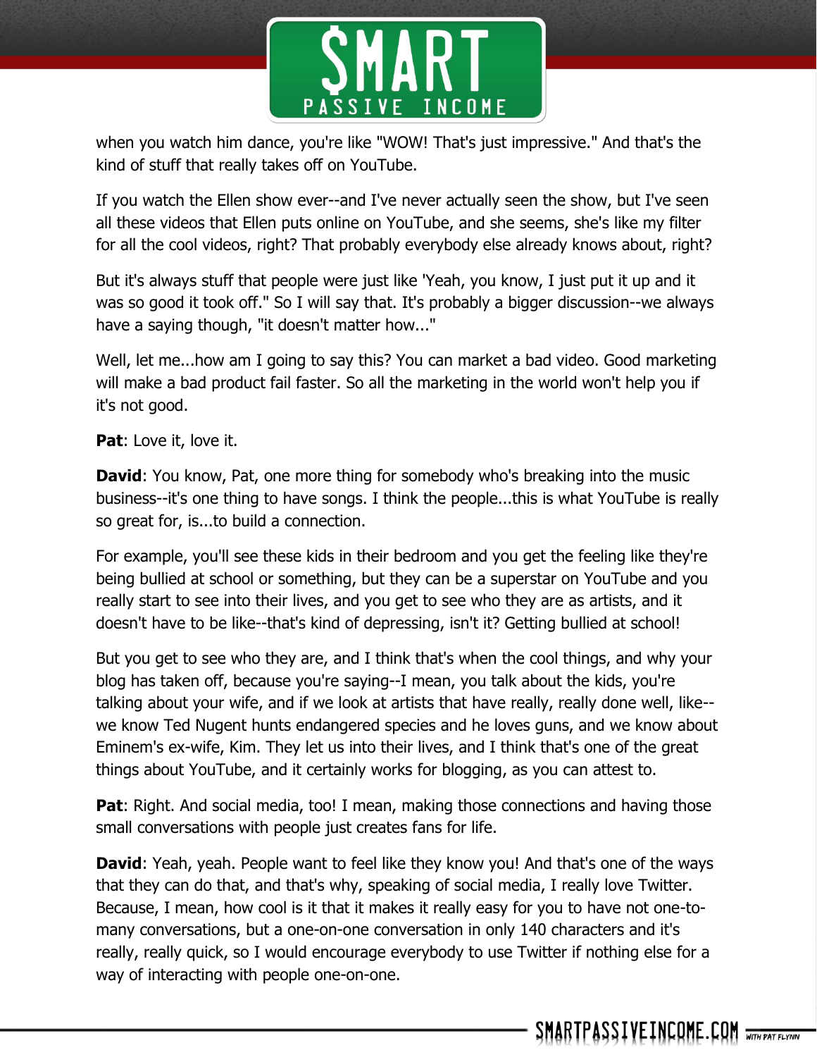when you watch him dance, you're like "WOW! That's just impressive." And that's the kind of stuff that really takes off on YouTube.

If you watch the Ellen show ever--and I've never actually seen the show, but I've seen all these videos that Ellen puts online on YouTube, and she seems, she's like my filter for all the cool videos, right? That probably everybody else already knows about, right?

But it's always stuff that people were just like 'Yeah, you know, I just put it up and it was so good it took off." So I will say that. It's probably a bigger discussion--we always have a saying though, "it doesn't matter how..."

Well, let me...how am I going to say this? You can market a bad video. Good marketing will make a bad product fail faster. So all the marketing in the world won't help you if it's not good.

**Pat**: Love it, love it.

**David**: You know, Pat, one more thing for somebody who's breaking into the music business--it's one thing to have songs. I think the people...this is what YouTube is really so great for, is...to build a connection.

For example, you'll see these kids in their bedroom and you get the feeling like they're being bullied at school or something, but they can be a superstar on YouTube and you really start to see into their lives, and you get to see who they are as artists, and it doesn't have to be like--that's kind of depressing, isn't it? Getting bullied at school!

But you get to see who they are, and I think that's when the cool things, and why your blog has taken off, because you're saying--I mean, you talk about the kids, you're talking about your wife, and if we look at artists that have really, really done well, like--we know Ted Nugent hunts endangered species and he loves guns, and we know about Eminem's ex-wife, Kim. They let us into their lives, and I think that's one of the great things about YouTube, and it certainly works for blogging, as you can attest to.

**Pat**: Right. And social media, too! I mean, making those connections and having those small conversations with people just creates fans for life.

**David**: Yeah, yeah. People want to feel like they know you! And that's one of the ways that they can do that, and that's why, speaking of social media, I really love Twitter. Because, I mean, how cool is it that it makes it really easy for you to have not one-to-many conversations, but a one-on-one conversation in only 140 characters and it's really, really quick, so I would encourage everybody to use Twitter if nothing else for a way of interacting with people one-on-one.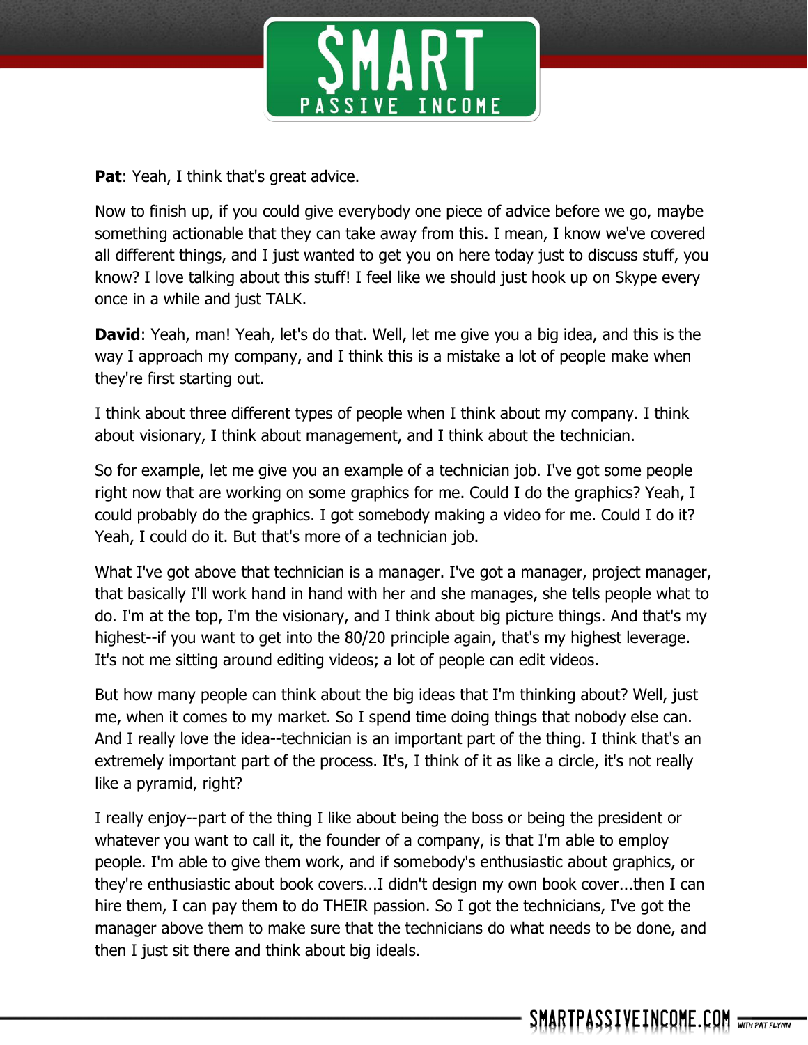**Pat**: Yeah, I think that's great advice.

Now to finish up, if you could give everybody one piece of advice before we go, maybe something actionable that they can take away from this. I mean, I know we've covered all different things, and I just wanted to get you on here today just to discuss stuff, you know? I love talking about this stuff! I feel like we should just hook up on Skype every once in a while and just TALK.

**David**: Yeah, man! Yeah, let's do that. Well, let me give you a big idea, and this is the way I approach my company, and I think this is a mistake a lot of people make when they're first starting out.

I think about three different types of people when I think about my company. I think about visionary, I think about management, and I think about the technician.

So for example, let me give you an example of a technician job. I've got some people right now that are working on some graphics for me. Could I do the graphics? Yeah, I could probably do the graphics. I got somebody making a video for me. Could I do it? Yeah, I could do it. But that's more of a technician job.

What I've got above that technician is a manager. I've got a manager, project manager, that basically I'll work hand in hand with her and she manages, she tells people what to do. I'm at the top, I'm the visionary, and I think about big picture things. And that's my highest--if you want to get into the 80/20 principle again, that's my highest leverage. It's not me sitting around editing videos; a lot of people can edit videos.

But how many people can think about the big ideas that I'm thinking about? Well, just me, when it comes to my market. So I spend time doing things that nobody else can. And I really love the idea--technician is an important part of the thing. I think that's an extremely important part of the process. It's, I think of it as like a circle, it's not really like a pyramid, right?

I really enjoy--part of the thing I like about being the boss or being the president or whatever you want to call it, the founder of a company, is that I'm able to employ people. I'm able to give them work, and if somebody's enthusiastic about graphics, or they're enthusiastic about book covers...I didn't design my own book cover...then I can hire them, I can pay them to do THEIR passion. So I got the technicians, I've got the manager above them to make sure that the technicians do what needs to be done, and then I just sit there and think about big ideals.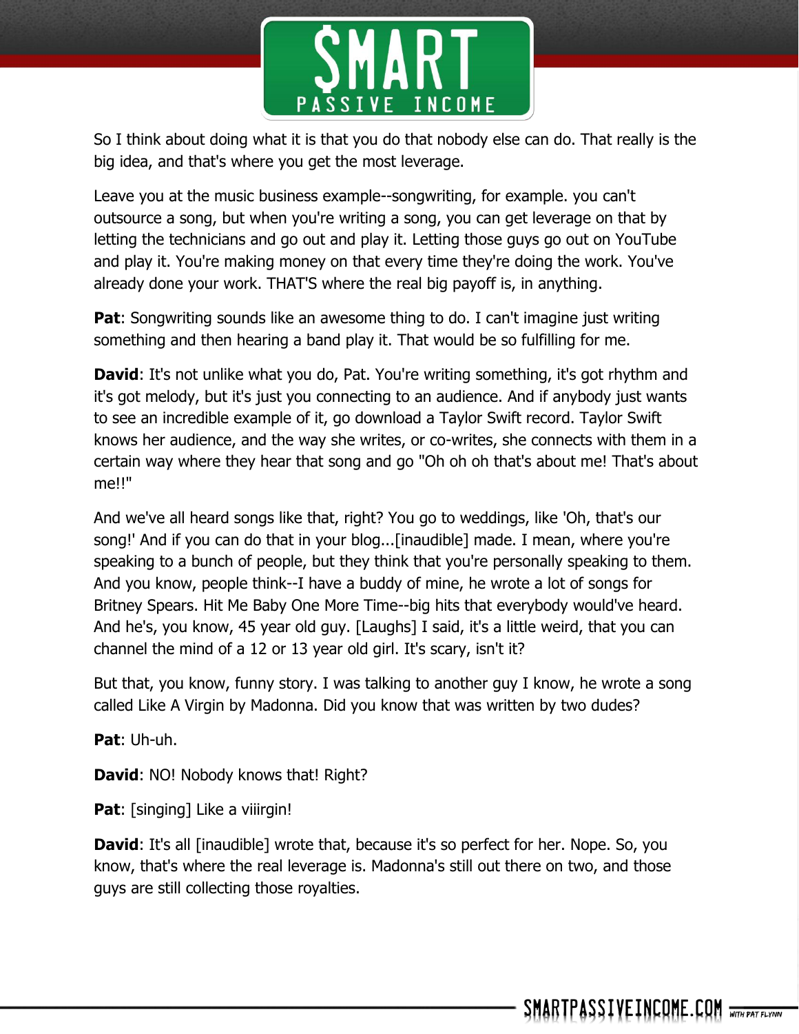So I think about doing what it is that you do that nobody else can do. That really is the big idea, and that's where you get the most leverage.

Leave you at the music business example--songwriting, for example. you can't outsource a song, but when you're writing a song, you can get leverage on that by letting the technicians and go out and play it. Letting those guys go out on YouTube and play it. You're making money on that every time they're doing the work. You've already done your work. THAT'S where the real big payoff is, in anything.

**Pat**: Songwriting sounds like an awesome thing to do. I can't imagine just writing something and then hearing a band play it. That would be so fulfilling for me.

**David**: It's not unlike what you do, Pat. You're writing something, it's got rhythm and it's got melody, but it's just you connecting to an audience. And if anybody just wants to see an incredible example of it, go download a Taylor Swift record. Taylor Swift knows her audience, and the way she writes, or co-writes, she connects with them in a certain way where they hear that song and go "Oh oh oh that's about me! That's about me!!"

And we've all heard songs like that, right? You go to weddings, like 'Oh, that's our song!' And if you can do that in your blog...[inaudible] made. I mean, where you're speaking to a bunch of people, but they think that you're personally speaking to them. And you know, people think--I have a buddy of mine, he wrote a lot of songs for Britney Spears. Hit Me Baby One More Time--big hits that everybody would've heard. And he's, you know, 45 year old guy. [Laughs] I said, it's a little weird, that you can channel the mind of a 12 or 13 year old girl. It's scary, isn't it?

But that, you know, funny story. I was talking to another guy I know, he wrote a song called Like A Virgin by Madonna. Did you know that was written by two dudes?

**Pat**: Uh-uh.

**David**: NO! Nobody knows that! Right?

**Pat**: [singing] Like a viiirgin!

**David**: It's all [inaudible] wrote that, because it's so perfect for her. Nope. So, you know, that's where the real leverage is. Madonna's still out there on two, and those guys are still collecting those royalties.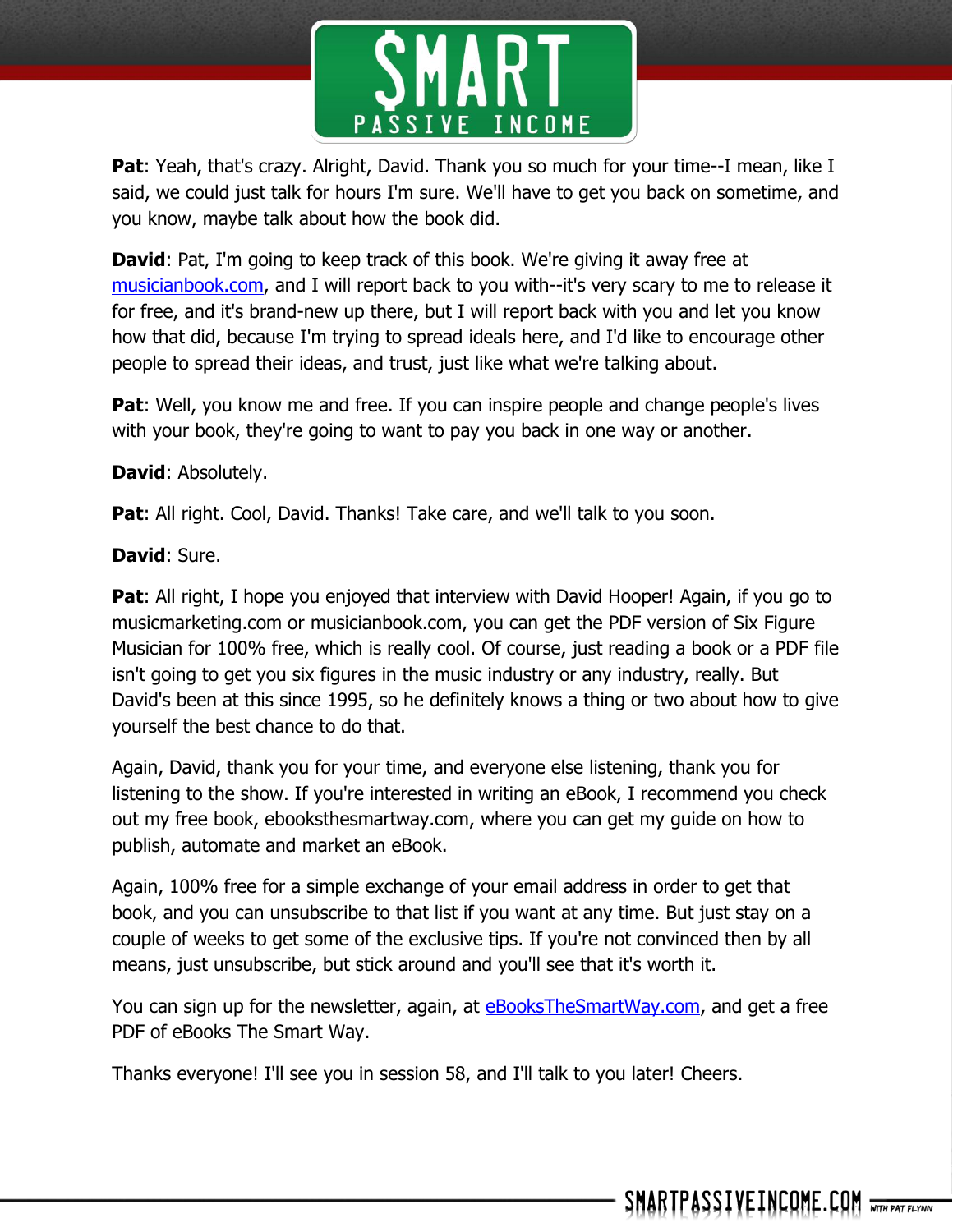**Pat**: Yeah, that's crazy. Alright, David. Thank you so much for your time--I mean, like I said, we could just talk for hours I'm sure. We'll have to get you back on sometime, and you know, maybe talk about how the book did.

**David**: Pat, I'm going to keep track of this book. We're giving it away free at musicianbook.com, and I will report back to you with--it's very scary to me to release it for free, and it's brand-new up there, but I will report back with you and let you know how that did, because I'm trying to spread ideals here, and I'd like to encourage other people to spread their ideas, and trust, just like what we're talking about.

**Pat**: Well, you know me and free. If you can inspire people and change people's lives with your book, they're going to want to pay you back in one way or another.

**David**: Absolutely.

**Pat**: All right. Cool, David. Thanks! Take care, and we'll talk to you soon.

**David**: Sure.

**Pat**: All right, I hope you enjoyed that interview with David Hooper! Again, if you go to musicmarketing.com or musicianbook.com, you can get the PDF version of Six Figure Musician for 100% free, which is really cool. Of course, just reading a book or a PDF file isn't going to get you six figures in the music industry or any industry, really. But David's been at this since 1995, so he definitely knows a thing or two about how to give yourself the best chance to do that.

Again, David, thank you for your time, and everyone else listening, thank you for listening to the show. If you're interested in writing an eBook, I recommend you check out my free book, ebooksthesmartway.com, where you can get my guide on how to publish, automate and market an eBook.

Again, 100% free for a simple exchange of your email address in order to get that book, and you can unsubscribe to that list if you want at any time. But just stay on a couple of weeks to get some of the exclusive tips. If you're not convinced then by all means, just unsubscribe, but stick around and you'll see that it's worth it.

You can sign up for the newsletter, again, at eBooksTheSmartWay.com, and get a free PDF of eBooks The Smart Way.

Thanks everyone! I'll see you in session 58, and I'll talk to you later! Cheers.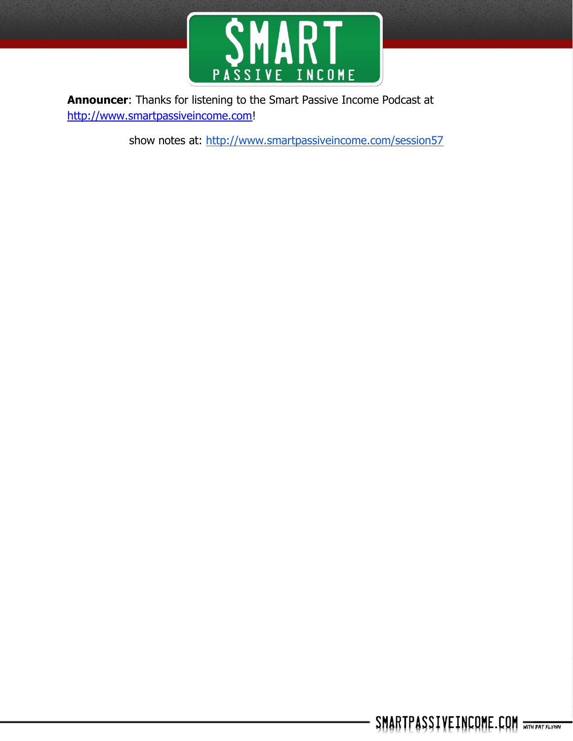**Announcer**: Thanks for listening to the Smart Passive Income Podcast at http://www.smartpassiveincome.com!

show notes at: http://www.smartpassiveincome.com/session57